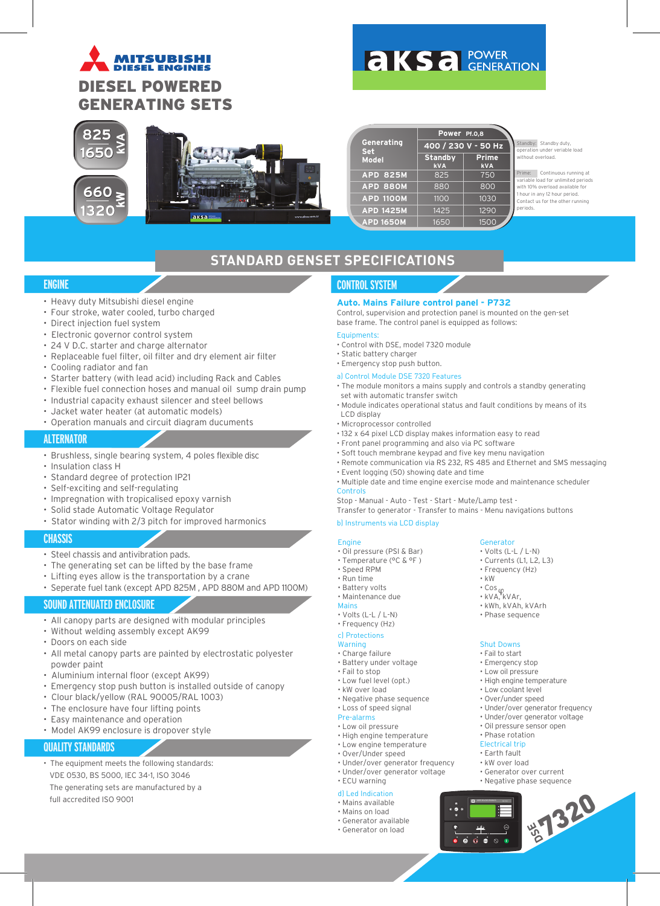MITSUBISHI DIESEL ENGINES

# DIESEL POWERED GENERATING SETS

aksa POWER GENERATION

825 1650 kVA

660 1320 kW

| Generating Set Model | Power Pf.0,8 | |
|---|---|---|
| | 400 / 230 V - 50 Hz | |
| | Standby kVA | Prime kVA |
| APD 825M | 825 | 750 |
| APD 880M | 880 | 800 |
| APD 1100M | 1100 | 1030 |
| APD 1425M | 1425 | 1290 |
| APD 1650M | 1650 | 1500 |

Standby: Standby duty, operation under veriable load without overload.

Prime: Continuous running at variable load for unlimited periods with 10% overload available for 1 hour in any 12 hour period. Contact us for the other running periods.

## STANDARD GENSET SPECIFICATIONS

### ENGINE

- Heavy duty Mitsubishi diesel engine
- Four stroke, water cooled, turbo charged
- Direct injection fuel system
- Electronic governor control system
- 24 V D.C. starter and charge alternator
- Replaceable fuel filter, oil filter and dry element air filter
- Cooling radiator and fan
- Starter battery (with lead acid) including Rack and Cables
- Flexible fuel connection hoses and manual oil sump drain pump
- Industrial capacity exhaust silencer and steel bellows
- Jacket water heater (at automatic models)
- Operation manuals and circuit diagram ducuments

### ALTERNATOR

- Brushless, single bearing system, 4 poles flexible disc
- Insulation class H
- Standard degree of protection IP21
- Self-exciting and self-regulating
- Impregnation with tropicalised epoxy varnish
- Solid stade Automatic Voltage Regulator
- Stator winding with 2/3 pitch for improved harmonics

### CHASSIS

- Steel chassis and antivibration pads.
- The generating set can be lifted by the base frame
- Lifting eyes allow is the transportation by a crane
- Seperate fuel tank (except APD 825M , APD 880M and APD 1100M)

### SOUND ATTENUATED ENCLOSURE

- All canopy parts are designed with modular principles
- Without welding assembly except AK99
- Doors on each side
- All metal canopy parts are painted by electrostatic polyester powder paint
- Aluminium internal floor (except AK99)
- Emergency stop push button is installed outside of canopy
- Clour black/yellow (RAL 90005/RAL 1003)
- The enclosure have four lifting points
- Easy maintenance and operation
- Model AK99 enclosure is dropover style

### QUALITY STANDARDS

- The equipment meets the following standards: VDE 0530, BS 5000, IEC 34-1, ISO 3046
  The generating sets are manufactured by a full accredited ISO 9001

### CONTROL SYSTEM

**Auto. Mains Failure control panel - P732**

Control, supervision and protection panel is mounted on the gen-set base frame. The control panel is equipped as follows:

Equipments:

- Control with DSE, model 7320 module
- Static battery charger
- Emergency stop push button.

a) Control Module DSE 7320 Features

- The module monitors a mains supply and controls a standby generating set with automatic transfer switch
- Module indicates operational status and fault conditions by means of its LCD display
- Microprocessor controlled
- 132 x 64 pixel LCD display makes information easy to read
- Front panel programming and also via PC software
- Soft touch membrane keypad and five key menu navigation
- Remote communication via RS 232, RS 485 and Ethernet and SMS messaging
- Event logging (50) showing date and time
- Multiple date and time engine exercise mode and maintenance scheduler

Controls

Stop - Manual - Auto - Test - Start - Mute/Lamp test -
Transfer to generator - Transfer to mains - Menu navigations buttons

b) Instruments via LCD display

Engine
- Oil pressure (PSI & Bar)
- Temperature (°C & °F )
- Speed RPM
- Run time
- Battery volts
- Maintenance due

Mains
- Volts (L-L / L-N)
- Frequency (Hz)

Generator
- Volts (L-L / L-N)
- Currents (L1, L2, L3)
- Frequency (Hz)
- kW
- Cos φ
- kVA, kVAr,
- kWh, kVAh, kVArh
- Phase sequence

c) Protections

Warning
- Charge failure
- Battery under voltage
- Fail to stop
- Low fuel level (opt.)
- kW over load
- Negative phase sequence
- Loss of speed signal

Pre-alarms
- Low oil pressure
- High engine temperature
- Low engine temperature
- Over/Under speed
- Under/over generator frequency
- Under/over generator voltage
- ECU warning

Shut Downs
- Fail to start
- Emergency stop
- Low oil pressure
- High engine temperature
- Low coolant level
- Over/under speed
- Under/over generator frequency
- Under/over generator voltage
- Oil pressure sensor open
- Phase rotation

Electrical trip
- Earth fault
- kW over load
- Generator over current
- Negative phase sequence

d) Led Indication
- Mains available
- Mains on load
- Generator available
- Generator on load

DSE 7320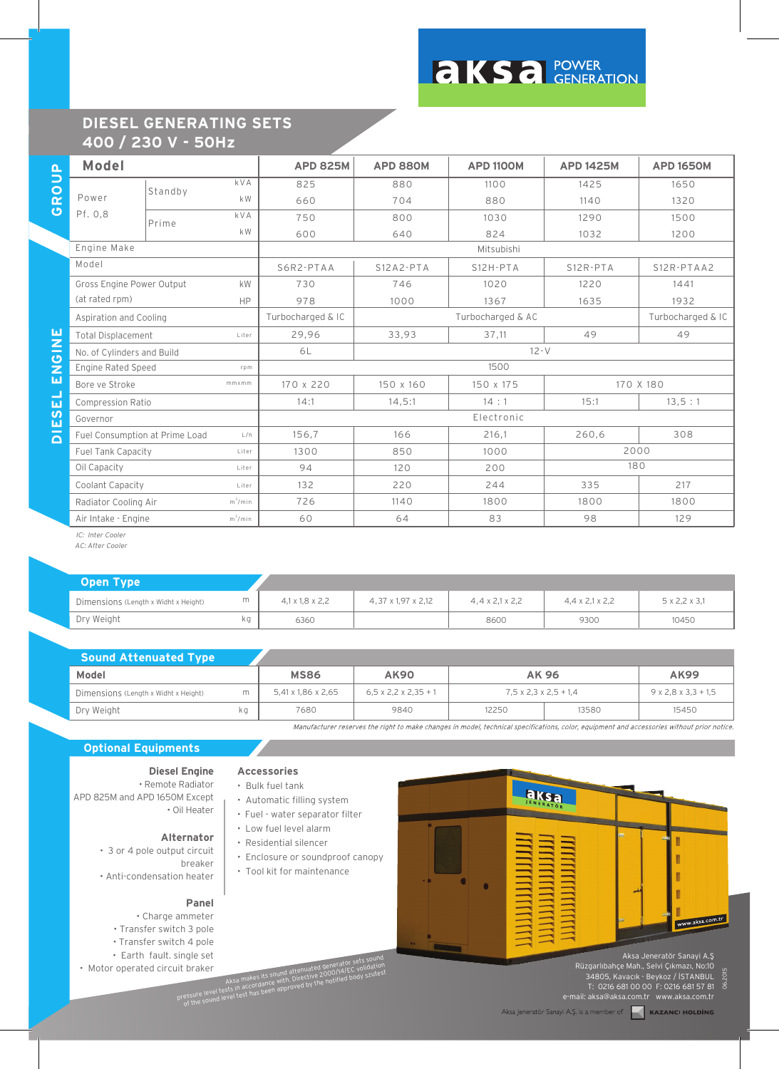# DIESEL GENERATING SETS
## 400 / 230 V - 50Hz

| Model | | | APD 825M | APD 880M | APD 1100M | APD 1425M | APD 1650M |
|---|---|---|---|---|---|---|---|
| Power Pf. 0,8 | Standby | kVA | 825 | 880 | 1100 | 1425 | 1650 |
| | | kW | 660 | 704 | 880 | 1140 | 1320 |
| | Prime | kVA | 750 | 800 | 1030 | 1290 | 1500 |
| | | kW | 600 | 640 | 824 | 1032 | 1200 |
| Engine Make | | | Mitsubishi | | | | |
| Model | | | S6R2-PTAA | S12A2-PTA | S12H-PTA | S12R-PTA | S12R-PTAA2 |
| Gross Engine Power Output (at rated rpm) | | kW | 730 | 746 | 1020 | 1220 | 1441 |
| | | HP | 978 | 1000 | 1367 | 1635 | 1932 |
| Aspiration and Cooling | | | Turbocharged & IC | Turbocharged & AC | | | Turbocharged & IC |
| Total Displacement | | Liter | 29,96 | 33,93 | 37,11 | 49 | 49 |
| No. of Cylinders and Build | | | 6L | 12-V | | | |
| Engine Rated Speed | | rpm | 1500 | | | | |
| Bore ve Stroke | | mmxmm | 170 x 220 | 150 x 160 | 150 x 175 | 170 X 180 | |
| Compression Ratio | | | 14:1 | 14,5:1 | 14 : 1 | 15:1 | 13,5 : 1 |
| Governor | | | Electronic | | | | |
| Fuel Consumption at Prime Load | | L/h | 156,7 | 166 | 216,1 | 260,6 | 308 |
| Fuel Tank Capacity | | Liter | 1300 | 850 | 1000 | 2000 | |
| Oil Capacity | | Liter | 94 | 120 | 200 | 180 | |
| Coolant Capacity | | Liter | 132 | 220 | 244 | 335 | 217 |
| Radiator Cooling Air | | $m^3/min$ | 726 | 1140 | 1800 | 1800 | 1800 |
| Air Intake - Engine | | $m^3/min$ | 60 | 64 | 83 | 98 | 129 |

*IC: Inter Cooler*
*AC: After Cooler*

## Open Type

| | | | | | | |
|---|---|---|---|---|---|---|
| Dimensions (Length x Widht x Height) | m | 4,1 x 1,8 x 2,2 | 4,37 x 1,97 x 2,12 | 4,4 x 2,1 x 2,2 | 4,4 x 2,1 x 2,2 | 5 x 2,2 x 3,1 |
| Dry Weight | kg | 6360 | | 8600 | 9300 | 10450 |

## Sound Attenuated Type

| Model | | MS86 | AK90 | AK 96 | | AK99 |
|---|---|---|---|---|---|---|
| Dimensions (Length x Widht x Height) | m | 5,41 x 1,86 x 2,65 | 6,5 x 2,2 x 2,35 + 1 | 7,5 x 2,3 x 2,5 + 1,4 | | 9 x 2,8 x 3,3 + 1,5 |
| Dry Weight | kg | 7680 | 9840 | 12250 | 13580 | 15450 |

*Manufacturer reserves the right to make changes in model, technical specifications, color, equipment and accessories without prior notice.*

## Optional Equipments

**Diesel Engine**
- Remote Radiator
- APD 825M and APD 1650M Except Oil Heater

**Alternator**
- 3 or 4 pole output circuit breaker
- Anti-condensation heater

**Panel**
- Charge ammeter
- Transfer switch 3 pole
- Transfer switch 4 pole
- Earth fault. single set
- Motor operated circuit braker

**Accessories**
- Bulk fuel tank
- Automatic filling system
- Fuel - water separator filter
- Low fuel level alarm
- Residential silencer
- Enclosure or soundproof canopy
- Tool kit for maintenance

Aksa makes its sound attenuated generator sets sound pressure level tests in accordance with. Directive 2000/14/EC validation of the sound level test has been approved by the notified body Szutest

Aksa Jeneratör Sanayi A.Ş
Rüzgarlıbahçe Mah., Selvi Çıkmazı, No:10
34805, Kavacık - Beykoz / İSTANBUL
T: 0216 681 00 00 F: 0216 681 57 81
e-mail: aksa@aksa.com.tr www.aksa.com.tr

Aksa Jeneratör Sanayi A.Ş. is a member of KAZANCI HOLDİNG